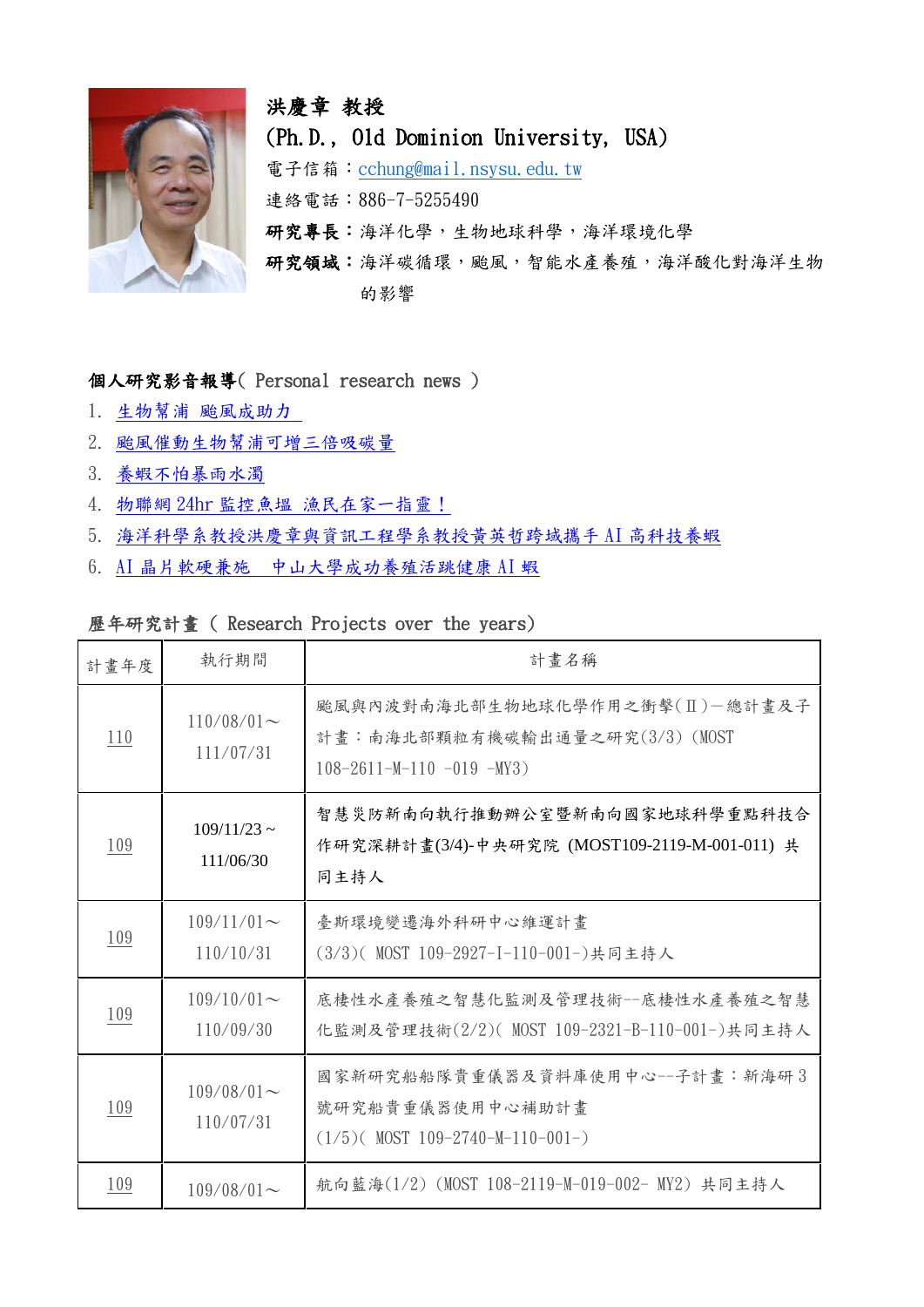**洪慶章 教授**

**(Ph.D., Old Dominion University, USA)**

電子信箱：cchung@mail.nsysu.edu.tw

連絡電話：886-7-5255490

**研究專長：**海洋化學，生物地球科學，海洋環境化學

**研究領域：**海洋碳循環，颱風，智能水產養殖，海洋酸化對海洋生物的影響

**個人研究影音報導**( Personal research news )

1. 生物幫浦 颱風成助力
2. 颱風催動生物幫浦可增三倍吸碳量
3. 養蝦不怕暴雨水濁
4. 物聯網 24hr 監控魚塭 漁民在家一指靈！
5. 海洋科學系教授洪慶章與資訊工程學系教授黃英哲跨域攜手 AI 高科技養蝦
6. AI 晶片軟硬兼施　中山大學成功養殖活跳健康 AI 蝦

歷年研究計畫（ Research Projects over the years)

| 計畫年度 | 執行期間 | 計畫名稱 |
|---|---|---|
| 110 | 110/08/01～111/07/31 | 颱風與內波對南海北部生物地球化學作用之衝擊(Ⅱ)—總計畫及子計畫：南海北部顆粒有機碳輸出通量之研究(3/3) (MOST 108-2611-M-110 -019 -MY3) |
| 109 | 109/11/23 ~ 111/06/30 | 智慧災防新南向執行推動辦公室暨新南向國家地球科學重點科技合作研究深耕計畫(3/4)-中央研究院 (MOST109-2119-M-001-011) 共同主持人 |
| 109 | 109/11/01～110/10/31 | 臺斯環境變遷海外科研中心維運計畫(3/3)( MOST 109-2927-I-110-001-)共同主持人 |
| 109 | 109/10/01～110/09/30 | 底棲性水產養殖之智慧化監測及管理技術--底棲性水產養殖之智慧化監測及管理技術(2/2)( MOST 109-2321-B-110-001-)共同主持人 |
| 109 | 109/08/01～110/07/31 | 國家新研究船船隊貴重儀器及資料庫使用中心--子計畫：新海研 3 號研究船貴重儀器使用中心補助計畫(1/5)( MOST 109-2740-M-110-001-) |
| 109 | 109/08/01～ | 航向藍海(1/2) (MOST 108-2119-M-019-002- MY2) 共同主持人 |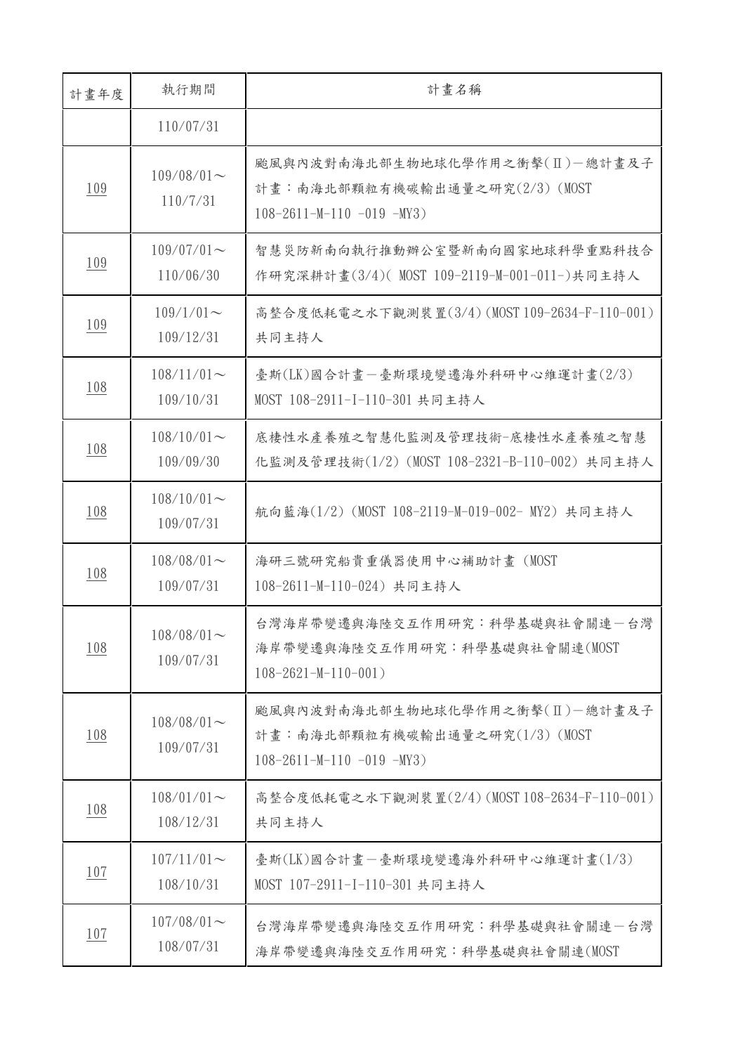| 計畫年度 | 執行期間 | 計畫名稱 |
| --- | --- | --- |
| | 110/07/31 | |
| 109 | 109/08/01～110/7/31 | 颱風與內波對南海北部生物地球化學作用之衝擊(Ⅱ)－總計畫及子計畫：南海北部顆粒有機碳輸出通量之研究(2/3)（MOST 108-2611-M-110 -019 -MY3) |
| 109 | 109/07/01～110/06/30 | 智慧災防新南向執行推動辦公室暨新南向國家地球科學重點科技合作研究深耕計畫(3/4)( MOST 109-2119-M-001-011-)共同主持人 |
| 109 | 109/1/01～109/12/31 | 高整合度低耗電之水下觀測裝置(3/4)(MOST 109-2634-F-110-001)共同主持人 |
| 108 | 108/11/01～109/10/31 | 臺斯(LK)國合計畫－臺斯環境變遷海外科研中心維運計畫(2/3) MOST 108-2911-I-110-301 共同主持人 |
| 108 | 108/10/01～109/09/30 | 底棲性水產養殖之智慧化監測及管理技術-底棲性水產養殖之智慧化監測及管理技術(1/2)（MOST 108-2321-B-110-002）共同主持人 |
| 108 | 108/10/01～109/07/31 | 航向藍海(1/2)（MOST 108-2119-M-019-002- MY2）共同主持人 |
| 108 | 108/08/01～109/07/31 | 海研三號研究船貴重儀器使用中心補助計畫（MOST 108-2611-M-110-024）共同主持人 |
| 108 | 108/08/01～109/07/31 | 台灣海岸帶變遷與海陸交互作用研究：科學基礎與社會關連－台灣海岸帶變遷與海陸交互作用研究：科學基礎與社會關連(MOST 108-2621-M-110-001) |
| 108 | 108/08/01～109/07/31 | 颱風與內波對南海北部生物地球化學作用之衝擊(Ⅱ)－總計畫及子計畫：南海北部顆粒有機碳輸出通量之研究(1/3)（MOST 108-2611-M-110 -019 -MY3) |
| 108 | 108/01/01～108/12/31 | 高整合度低耗電之水下觀測裝置(2/4)(MOST 108-2634-F-110-001)共同主持人 |
| 107 | 107/11/01～108/10/31 | 臺斯(LK)國合計畫－臺斯環境變遷海外科研中心維運計畫(1/3) MOST 107-2911-I-110-301 共同主持人 |
| 107 | 107/08/01～108/07/31 | 台灣海岸帶變遷與海陸交互作用研究：科學基礎與社會關連－台灣海岸帶變遷與海陸交互作用研究：科學基礎與社會關連(MOST |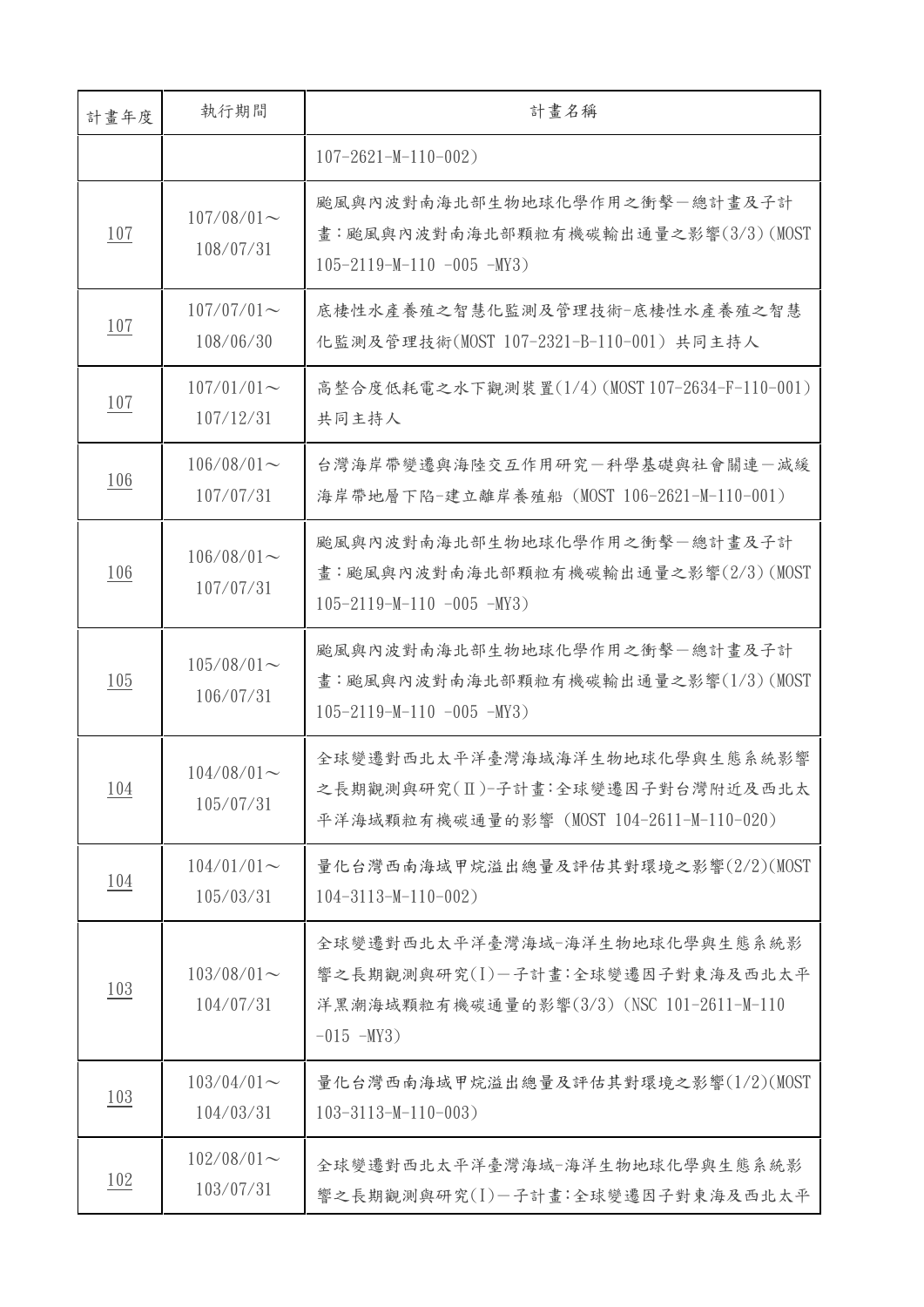| 計畫年度 | 執行期間 | 計畫名稱 |
| --- | --- | --- |
| | | 107-2621-M-110-002) |
| 107 | 107/08/01～108/07/31 | 颱風與內波對南海北部生物地球化學作用之衝擊－總計畫及子計畫:颱風與內波對南海北部顆粒有機碳輸出通量之影響(3/3)(MOST 105-2119-M-110 -005 -MY3) |
| 107 | 107/07/01～108/06/30 | 底棲性水產養殖之智慧化監測及管理技術-底棲性水產養殖之智慧化監測及管理技術(MOST 107-2321-B-110-001) 共同主持人 |
| 107 | 107/01/01～107/12/31 | 高整合度低耗電之水下觀測裝置(1/4)(MOST 107-2634-F-110-001)共同主持人 |
| 106 | 106/08/01～107/07/31 | 台灣海岸帶變遷與海陸交互作用研究－科學基礎與社會關連－減緩海岸帶地層下陷-建立離岸養殖船 (MOST 106-2621-M-110-001) |
| 106 | 106/08/01～107/07/31 | 颱風與內波對南海北部生物地球化學作用之衝擊－總計畫及子計畫:颱風與內波對南海北部顆粒有機碳輸出通量之影響(2/3)(MOST 105-2119-M-110 -005 -MY3) |
| 105 | 105/08/01～106/07/31 | 颱風與內波對南海北部生物地球化學作用之衝擊－總計畫及子計畫:颱風與內波對南海北部顆粒有機碳輸出通量之影響(1/3)(MOST 105-2119-M-110 -005 -MY3) |
| 104 | 104/08/01～105/07/31 | 全球變遷對西北太平洋臺灣海域海洋生物地球化學與生態系統影響之長期觀測與研究(Ⅱ)-子計畫:全球變遷因子對台灣附近及西北太平洋海域顆粒有機碳通量的影響 (MOST 104-2611-M-110-020) |
| 104 | 104/01/01～105/03/31 | 量化台灣西南海域甲烷溢出總量及評估其對環境之影響(2/2)(MOST 104-3113-M-110-002) |
| 103 | 103/08/01～104/07/31 | 全球變遷對西北太平洋臺灣海域-海洋生物地球化學與生態系統影響之長期觀測與研究(I)－子計畫:全球變遷因子對東海及西北太平洋黑潮海域顆粒有機碳通量的影響(3/3) (NSC 101-2611-M-110 -015 -MY3) |
| 103 | 103/04/01～104/03/31 | 量化台灣西南海域甲烷溢出總量及評估其對環境之影響(1/2)(MOST 103-3113-M-110-003) |
| 102 | 102/08/01～103/07/31 | 全球變遷對西北太平洋臺灣海域-海洋生物地球化學與生態系統影響之長期觀測與研究(I)－子計畫:全球變遷因子對東海及西北太平 |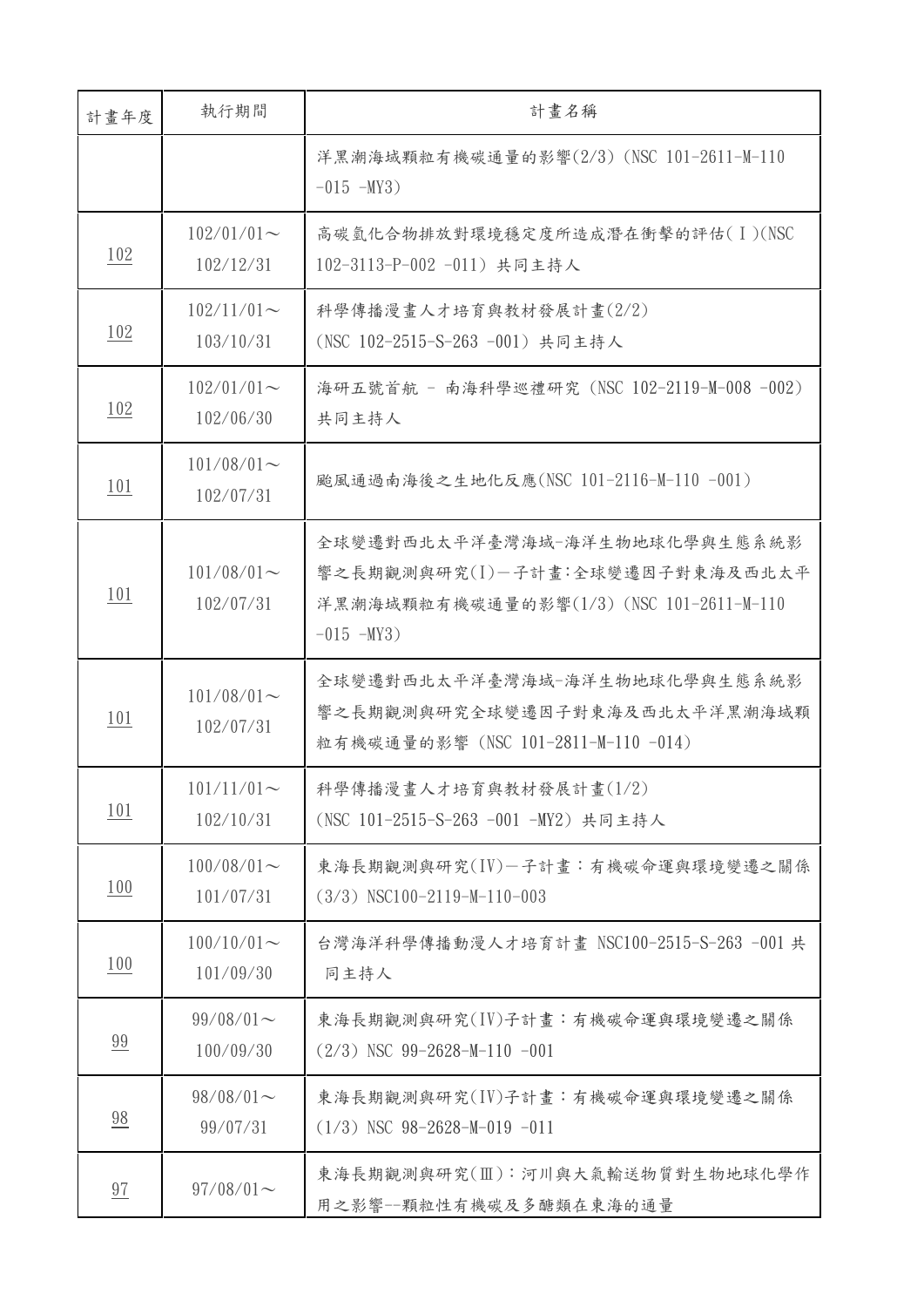| 計畫年度 | 執行期間 | 計畫名稱 |
| --- | --- | --- |
| | | 洋黑潮海域顆粒有機碳通量的影響(2/3) (NSC 101-2611-M-110 -015 -MY3) |
| 102 | 102/01/01～102/12/31 | 高碳氫化合物排放對環境穩定度所造成潛在衝擊的評估(Ⅰ)(NSC 102-3113-P-002 -011) 共同主持人 |
| 102 | 102/11/01～103/10/31 | 科學傳播漫畫人才培育與教材發展計畫(2/2) (NSC 102-2515-S-263 -001) 共同主持人 |
| 102 | 102/01/01～102/06/30 | 海研五號首航 - 南海科學巡禮研究 (NSC 102-2119-M-008 -002) 共同主持人 |
| 101 | 101/08/01～102/07/31 | 颱風通過南海後之生地化反應(NSC 101-2116-M-110 -001) |
| 101 | 101/08/01～102/07/31 | 全球變遷對西北太平洋臺灣海域-海洋生物地球化學與生態系統影響之長期觀測與研究(I)－子計畫:全球變遷因子對東海及西北太平洋黑潮海域顆粒有機碳通量的影響(1/3) (NSC 101-2611-M-110 -015 -MY3) |
| 101 | 101/08/01～102/07/31 | 全球變遷對西北太平洋臺灣海域-海洋生物地球化學與生態系統影響之長期觀測與研究全球變遷因子對東海及西北太平洋黑潮海域顆粒有機碳通量的影響 (NSC 101-2811-M-110 -014) |
| 101 | 101/11/01～102/10/31 | 科學傳播漫畫人才培育與教材發展計畫(1/2) (NSC 101-2515-S-263 -001 -MY2) 共同主持人 |
| 100 | 100/08/01～101/07/31 | 東海長期觀測與研究(IV)－子計畫：有機碳命運與環境變遷之關係(3/3) NSC100-2119-M-110-003 |
| 100 | 100/10/01～101/09/30 | 台灣海洋科學傳播動漫人才培育計畫 NSC100-2515-S-263 -001 共同主持人 |
| 99 | 99/08/01～100/09/30 | 東海長期觀測與研究(IV)子計畫：有機碳命運與環境變遷之關係(2/3) NSC 99-2628-M-110 -001 |
| 98 | 98/08/01～99/07/31 | 東海長期觀測與研究(IV)子計畫：有機碳命運與環境變遷之關係(1/3) NSC 98-2628-M-019 -011 |
| 97 | 97/08/01～ | 東海長期觀測與研究(Ⅲ)：河川與大氣輸送物質對生物地球化學作用之影響--顆粒性有機碳及多醣類在東海的通量 |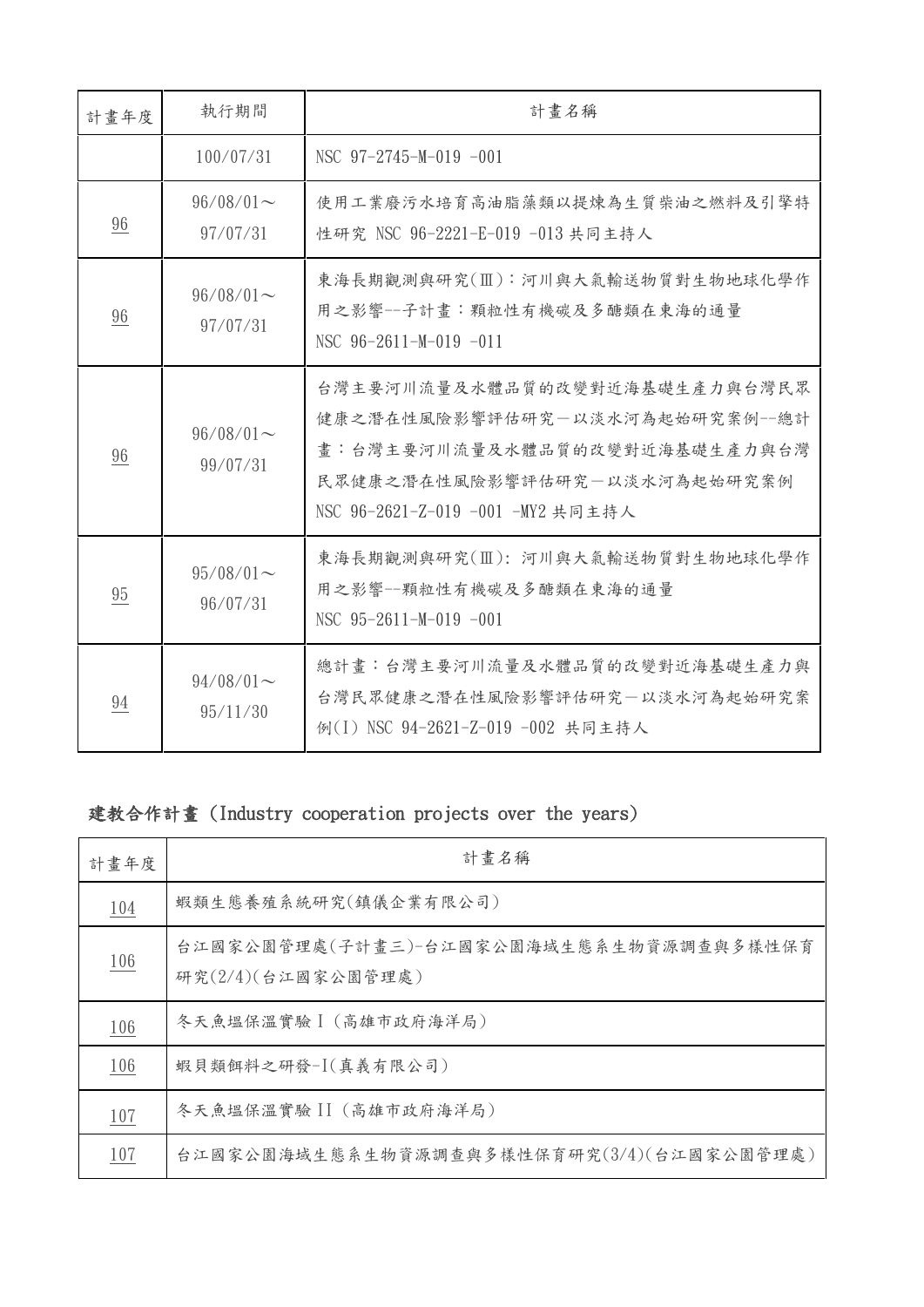| 計畫年度 | 執行期間 | 計畫名稱 |
| --- | --- | --- |
| | 100/07/31 | NSC 97-2745-M-019 -001 |
| 96 | 96/08/01～97/07/31 | 使用工業廢污水培育高油脂藻類以提煉為生質柴油之燃料及引擎特性研究 NSC 96-2221-E-019 -013 共同主持人 |
| 96 | 96/08/01～97/07/31 | 東海長期觀測與研究(Ⅲ)：河川與大氣輸送物質對生物地球化學作用之影響--子計畫：顆粒性有機碳及多醣類在東海的通量 NSC 96-2611-M-019 -011 |
| 96 | 96/08/01～99/07/31 | 台灣主要河川流量及水體品質的改變對近海基礎生產力與台灣民眾健康之潛在性風險影響評估研究－以淡水河為起始研究案例--總計畫：台灣主要河川流量及水體品質的改變對近海基礎生產力與台灣民眾健康之潛在性風險影響評估研究－以淡水河為起始研究案例 NSC 96-2621-Z-019 -001 -MY2 共同主持人 |
| 95 | 95/08/01～96/07/31 | 東海長期觀測與研究(Ⅲ): 河川與大氣輸送物質對生物地球化學作用之影響--顆粒性有機碳及多醣類在東海的通量 NSC 95-2611-M-019 -001 |
| 94 | 94/08/01～95/11/30 | 總計畫：台灣主要河川流量及水體品質的改變對近海基礎生產力與台灣民眾健康之潛在性風險影響評估研究－以淡水河為起始研究案例(I) NSC 94-2621-Z-019 -002 共同主持人 |

## 建教合作計畫 (Industry cooperation projects over the years)

| 計畫年度 | 計畫名稱 |
| --- | --- |
| 104 | 蝦類生態養殖系統研究(鎮儀企業有限公司) |
| 106 | 台江國家公園管理處(子計畫三)-台江國家公園海域生態系生物資源調查與多樣性保育研究(2/4)(台江國家公園管理處) |
| 106 | 冬天魚塭保溫實驗Ｉ(高雄市政府海洋局) |
| 106 | 蝦貝類餌料之研發-I(真義有限公司) |
| 107 | 冬天魚塭保溫實驗 II (高雄市政府海洋局) |
| 107 | 台江國家公園海域生態系生物資源調查與多樣性保育研究(3/4)(台江國家公園管理處) |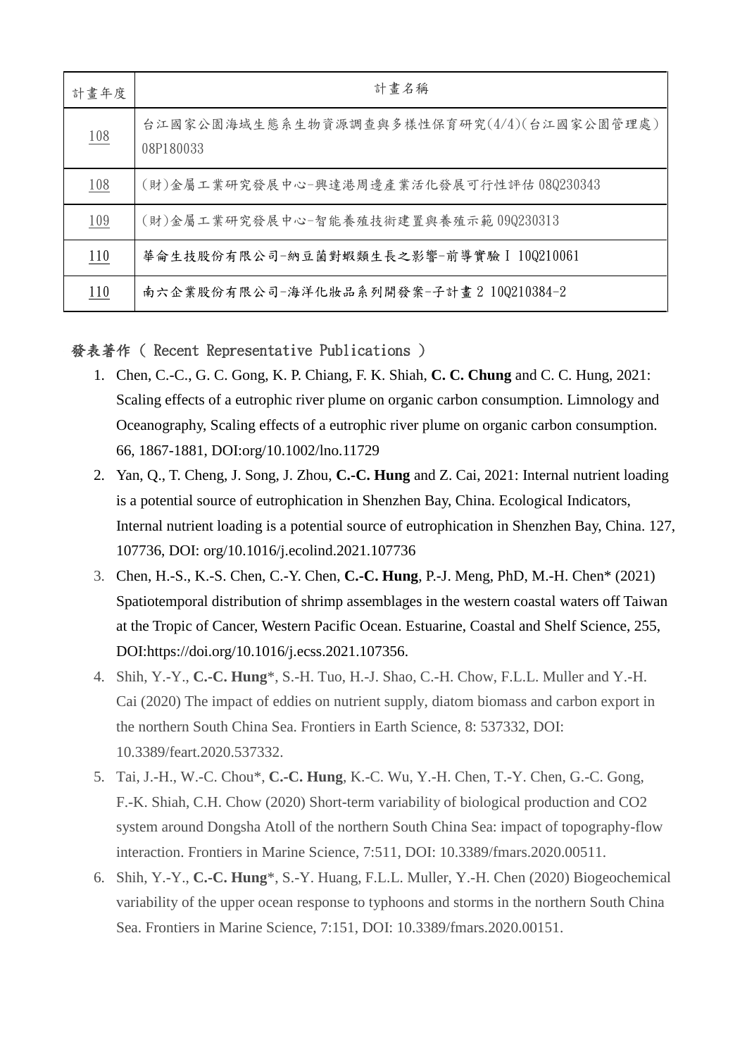| 計畫年度 | 計畫名稱 |
|---|---|
| 108 | 台江國家公園海域生態系生物資源調查與多樣性保育研究(4/4)(台江國家公園管理處) 08P180033 |
| 108 | (財)金屬工業研究發展中心-興達港周邊產業活化發展可行性評估 08Q230343 |
| 109 | (財)金屬工業研究發展中心-智能養殖技術建置與養殖示範 09Q230313 |
| 110 | 華侖生技股份有限公司-納豆菌對蝦類生長之影響-前導實驗 I 10Q210061 |
| 110 | 南六企業股份有限公司-海洋化妝品系列開發案-子計畫 2 10Q210384-2 |

## 發表著作（ Recent Representative Publications ）

1. Chen, C.-C., G. C. Gong, K. P. Chiang, F. K. Shiah, **C. C. Chung** and C. C. Hung, 2021: Scaling effects of a eutrophic river plume on organic carbon consumption. Limnology and Oceanography, Scaling effects of a eutrophic river plume on organic carbon consumption. 66, 1867-1881, DOI:org/10.1002/lno.11729
2. Yan, Q., T. Cheng, J. Song, J. Zhou, **C.-C. Hung** and Z. Cai, 2021: Internal nutrient loading is a potential source of eutrophication in Shenzhen Bay, China. Ecological Indicators, Internal nutrient loading is a potential source of eutrophication in Shenzhen Bay, China. 127, 107736, DOI: org/10.1016/j.ecolind.2021.107736
3. Chen, H.-S., K.-S. Chen, C.-Y. Chen, **C.-C. Hung**, P.-J. Meng, PhD, M.-H. Chen* (2021) Spatiotemporal distribution of shrimp assemblages in the western coastal waters off Taiwan at the Tropic of Cancer, Western Pacific Ocean. Estuarine, Coastal and Shelf Science, 255, DOI:https://doi.org/10.1016/j.ecss.2021.107356.
4. Shih, Y.-Y., **C.-C. Hung***, S.-H. Tuo, H.-J. Shao, C.-H. Chow, F.L.L. Muller and Y.-H. Cai (2020) The impact of eddies on nutrient supply, diatom biomass and carbon export in the northern South China Sea. Frontiers in Earth Science, 8: 537332, DOI: 10.3389/feart.2020.537332.
5. Tai, J.-H., W.-C. Chou*, **C.-C. Hung**, K.-C. Wu, Y.-H. Chen, T.-Y. Chen, G.-C. Gong, F.-K. Shiah, C.H. Chow (2020) Short-term variability of biological production and CO2 system around Dongsha Atoll of the northern South China Sea: impact of topography-flow interaction. Frontiers in Marine Science, 7:511, DOI: 10.3389/fmars.2020.00511.
6. Shih, Y.-Y., **C.-C. Hung***, S.-Y. Huang, F.L.L. Muller, Y.-H. Chen (2020) Biogeochemical variability of the upper ocean response to typhoons and storms in the northern South China Sea. Frontiers in Marine Science, 7:151, DOI: 10.3389/fmars.2020.00151.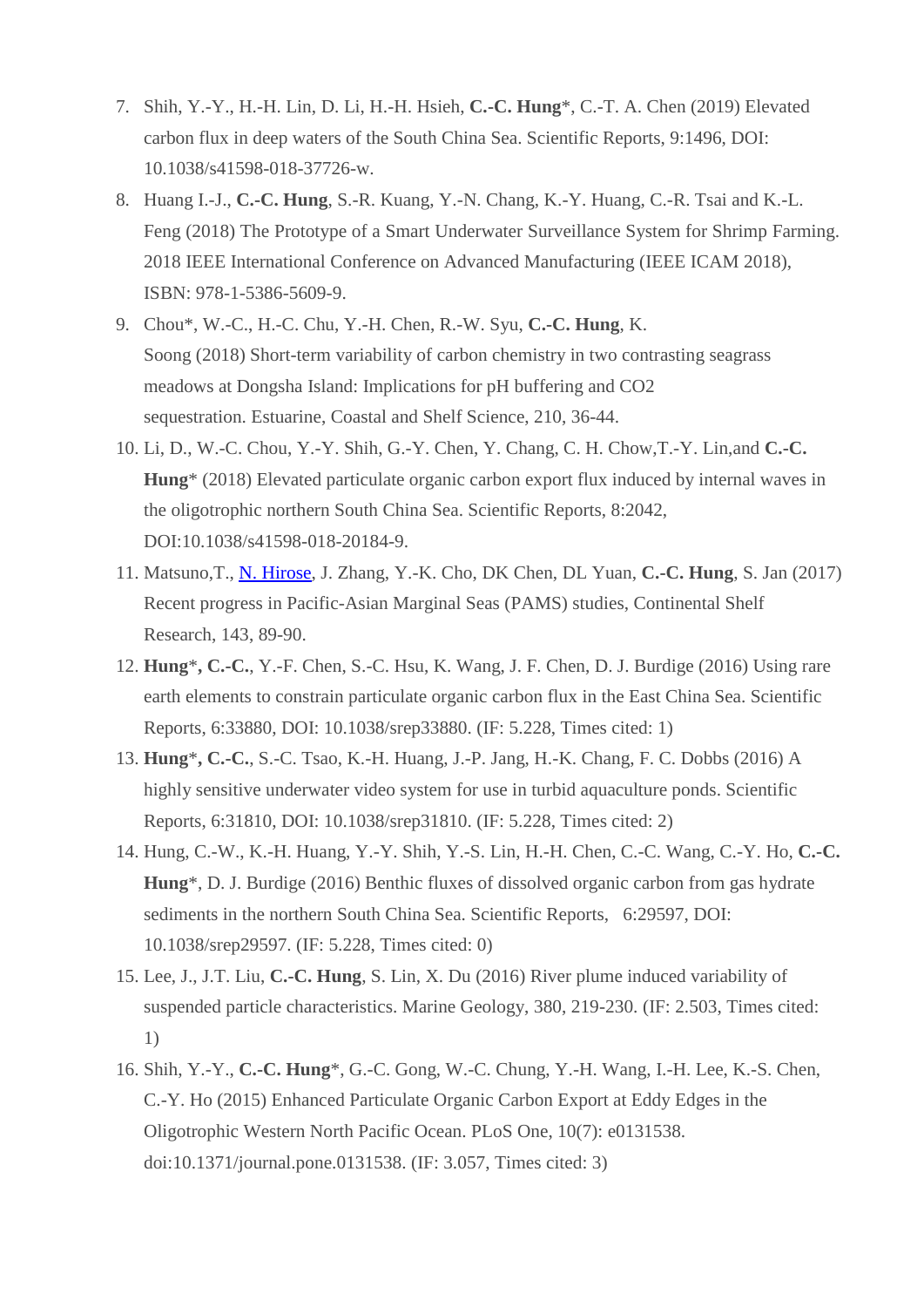7. Shih, Y.-Y., H.-H. Lin, D. Li, H.-H. Hsieh, **C.-C. Hung***, C.-T. A. Chen (2019) Elevated carbon flux in deep waters of the South China Sea. Scientific Reports, 9:1496, DOI: 10.1038/s41598-018-37726-w.
8. Huang I.-J., **C.-C. Hung**, S.-R. Kuang, Y.-N. Chang, K.-Y. Huang, C.-R. Tsai and K.-L. Feng (2018) The Prototype of a Smart Underwater Surveillance System for Shrimp Farming. 2018 IEEE International Conference on Advanced Manufacturing (IEEE ICAM 2018), ISBN: 978-1-5386-5609-9.
9. Chou*, W.-C., H.-C. Chu, Y.-H. Chen, R.-W. Syu, **C.-C. Hung**, K. Soong (2018) Short-term variability of carbon chemistry in two contrasting seagrass meadows at Dongsha Island: Implications for pH buffering and $CO_2$ sequestration. Estuarine, Coastal and Shelf Science, 210, 36-44.
10. Li, D., W.-C. Chou, Y.-Y. Shih, G.-Y. Chen, Y. Chang, C. H. Chow,T.-Y. Lin,and **C.-C. Hung*** (2018) Elevated particulate organic carbon export flux induced by internal waves in the oligotrophic northern South China Sea. Scientific Reports, 8:2042, DOI:10.1038/s41598-018-20184-9.
11. Matsuno,T., N. Hirose, J. Zhang, Y.-K. Cho, DK Chen, DL Yuan, **C.-C. Hung**, S. Jan (2017) Recent progress in Pacific-Asian Marginal Seas (PAMS) studies, Continental Shelf Research, 143, 89-90.
12. **Hung*, C.-C.**, Y.-F. Chen, S.-C. Hsu, K. Wang, J. F. Chen, D. J. Burdige (2016) Using rare earth elements to constrain particulate organic carbon flux in the East China Sea. Scientific Reports, 6:33880, DOI: 10.1038/srep33880. (IF: 5.228, Times cited: 1)
13. **Hung*, C.-C.**, S.-C. Tsao, K.-H. Huang, J.-P. Jang, H.-K. Chang, F. C. Dobbs (2016) A highly sensitive underwater video system for use in turbid aquaculture ponds. Scientific Reports, 6:31810, DOI: 10.1038/srep31810. (IF: 5.228, Times cited: 2)
14. Hung, C.-W., K.-H. Huang, Y.-Y. Shih, Y.-S. Lin, H.-H. Chen, C.-C. Wang, C.-Y. Ho, **C.-C. Hung***, D. J. Burdige (2016) Benthic fluxes of dissolved organic carbon from gas hydrate sediments in the northern South China Sea. Scientific Reports, 6:29597, DOI: 10.1038/srep29597. (IF: 5.228, Times cited: 0)
15. Lee, J., J.T. Liu, **C.-C. Hung**, S. Lin, X. Du (2016) River plume induced variability of suspended particle characteristics. Marine Geology, 380, 219-230. (IF: 2.503, Times cited: 1)
16. Shih, Y.-Y., **C.-C. Hung***, G.-C. Gong, W.-C. Chung, Y.-H. Wang, I.-H. Lee, K.-S. Chen, C.-Y. Ho (2015) Enhanced Particulate Organic Carbon Export at Eddy Edges in the Oligotrophic Western North Pacific Ocean. PLoS One, 10(7): e0131538. doi:10.1371/journal.pone.0131538. (IF: 3.057, Times cited: 3)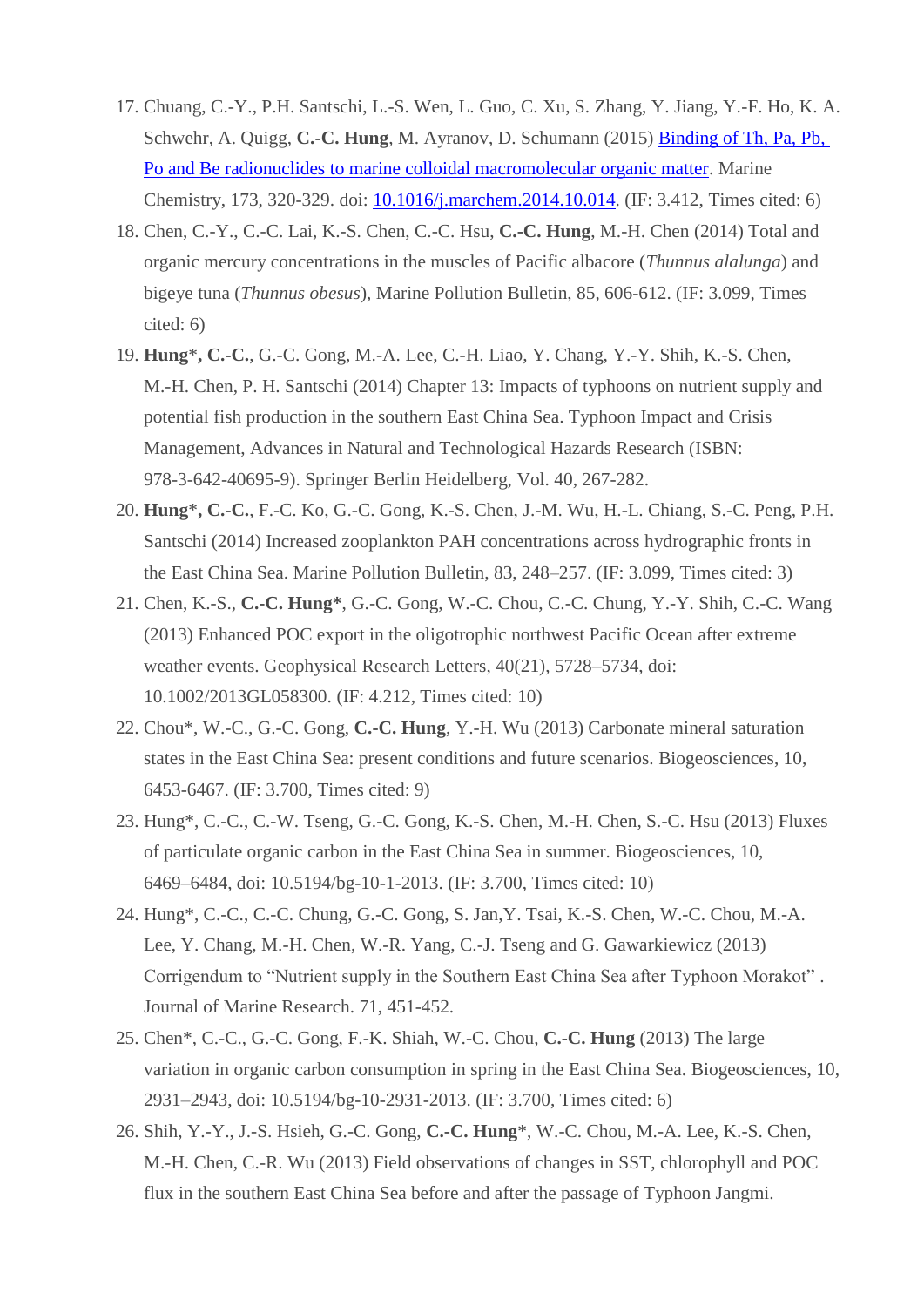17. Chuang, C.-Y., P.H. Santschi, L.-S. Wen, L. Guo, C. Xu, S. Zhang, Y. Jiang, Y.-F. Ho, K. A. Schwehr, A. Quigg, **C.-C. Hung**, M. Ayranov, D. Schumann (2015) [Binding of Th, Pa, Pb, Po and Be radionuclides to marine colloidal macromolecular organic matter](). Marine Chemistry, 173, 320-329. doi: [10.1016/j.marchem.2014.10.014](). (IF: 3.412, Times cited: 6)
18. Chen, C.-Y., C.-C. Lai, K.-S. Chen, C.-C. Hsu, **C.-C. Hung**, M.-H. Chen (2014) Total and organic mercury concentrations in the muscles of Pacific albacore (*Thunnus alalunga*) and bigeye tuna (*Thunnus obesus*), Marine Pollution Bulletin, 85, 606-612. (IF: 3.099, Times cited: 6)
19. **Hung**\***, C.-C.**, G.-C. Gong, M.-A. Lee, C.-H. Liao, Y. Chang, Y.-Y. Shih, K.-S. Chen, M.-H. Chen, P. H. Santschi (2014) Chapter 13: Impacts of typhoons on nutrient supply and potential fish production in the southern East China Sea. Typhoon Impact and Crisis Management, Advances in Natural and Technological Hazards Research (ISBN: 978-3-642-40695-9). Springer Berlin Heidelberg, Vol. 40, 267-282.
20. **Hung**\***, C.-C.**, F.-C. Ko, G.-C. Gong, K.-S. Chen, J.-M. Wu, H.-L. Chiang, S.-C. Peng, P.H. Santschi (2014) Increased zooplankton PAH concentrations across hydrographic fronts in the East China Sea. Marine Pollution Bulletin, 83, 248–257. (IF: 3.099, Times cited: 3)
21. Chen, K.-S., **C.-C. Hung\***, G.-C. Gong, W.-C. Chou, C.-C. Chung, Y.-Y. Shih, C.-C. Wang (2013) Enhanced POC export in the oligotrophic northwest Pacific Ocean after extreme weather events. Geophysical Research Letters, 40(21), 5728–5734, doi: 10.1002/2013GL058300. (IF: 4.212, Times cited: 10)
22. Chou\*, W.-C., G.-C. Gong, **C.-C. Hung**, Y.-H. Wu (2013) Carbonate mineral saturation states in the East China Sea: present conditions and future scenarios. Biogeosciences, 10, 6453-6467. (IF: 3.700, Times cited: 9)
23. Hung\*, C.-C., C.-W. Tseng, G.-C. Gong, K.-S. Chen, M.-H. Chen, S.-C. Hsu (2013) Fluxes of particulate organic carbon in the East China Sea in summer. Biogeosciences, 10, 6469–6484, doi: 10.5194/bg-10-1-2013. (IF: 3.700, Times cited: 10)
24. Hung\*, C.-C., C.-C. Chung, G.-C. Gong, S. Jan,Y. Tsai, K.-S. Chen, W.-C. Chou, M.-A. Lee, Y. Chang, M.-H. Chen, W.-R. Yang, C.-J. Tseng and G. Gawarkiewicz (2013) Corrigendum to "Nutrient supply in the Southern East China Sea after Typhoon Morakot" . Journal of Marine Research. 71, 451-452.
25. Chen\*, C.-C., G.-C. Gong, F.-K. Shiah, W.-C. Chou, **C.-C. Hung** (2013) The large variation in organic carbon consumption in spring in the East China Sea. Biogeosciences, 10, 2931–2943, doi: 10.5194/bg-10-2931-2013. (IF: 3.700, Times cited: 6)
26. Shih, Y.-Y., J.-S. Hsieh, G.-C. Gong, **C.-C. Hung**\*, W.-C. Chou, M.-A. Lee, K.-S. Chen, M.-H. Chen, C.-R. Wu (2013) Field observations of changes in SST, chlorophyll and POC flux in the southern East China Sea before and after the passage of Typhoon Jangmi.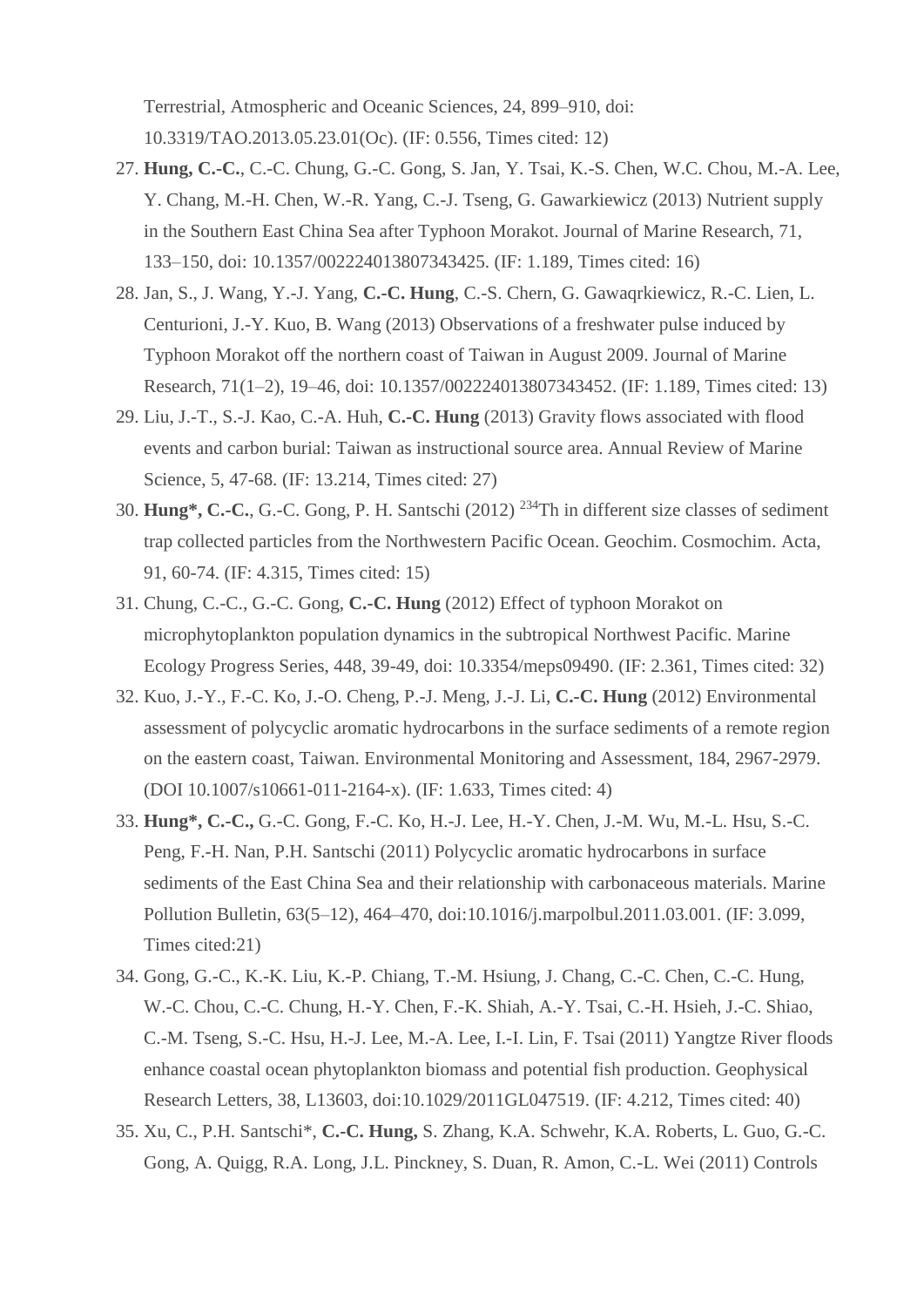Terrestrial, Atmospheric and Oceanic Sciences, 24, 899–910, doi: 10.3319/TAO.2013.05.23.01(Oc). (IF: 0.556, Times cited: 12)

27. **Hung, C.-C.**, C.-C. Chung, G.-C. Gong, S. Jan, Y. Tsai, K.-S. Chen, W.C. Chou, M.-A. Lee, Y. Chang, M.-H. Chen, W.-R. Yang, C.-J. Tseng, G. Gawarkiewicz (2013) Nutrient supply in the Southern East China Sea after Typhoon Morakot. Journal of Marine Research, 71, 133–150, doi: 10.1357/002224013807343425. (IF: 1.189, Times cited: 16)
28. Jan, S., J. Wang, Y.-J. Yang, **C.-C. Hung**, C.-S. Chern, G. Gawaqrkiewicz, R.-C. Lien, L. Centurioni, J.-Y. Kuo, B. Wang (2013) Observations of a freshwater pulse induced by Typhoon Morakot off the northern coast of Taiwan in August 2009. Journal of Marine Research, 71(1–2), 19–46, doi: 10.1357/002224013807343452. (IF: 1.189, Times cited: 13)
29. Liu, J.-T., S.-J. Kao, C.-A. Huh, **C.-C. Hung** (2013) Gravity flows associated with flood events and carbon burial: Taiwan as instructional source area. Annual Review of Marine Science, 5, 47-68. (IF: 13.214, Times cited: 27)
30. **Hung*, C.-C.**, G.-C. Gong, P. H. Santschi (2012) $^{234}$Th in different size classes of sediment trap collected particles from the Northwestern Pacific Ocean. Geochim. Cosmochim. Acta, 91, 60-74. (IF: 4.315, Times cited: 15)
31. Chung, C.-C., G.-C. Gong, **C.-C. Hung** (2012) Effect of typhoon Morakot on microphytoplankton population dynamics in the subtropical Northwest Pacific. Marine Ecology Progress Series, 448, 39-49, doi: 10.3354/meps09490. (IF: 2.361, Times cited: 32)
32. Kuo, J.-Y., F.-C. Ko, J.-O. Cheng, P.-J. Meng, J.-J. Li, **C.-C. Hung** (2012) Environmental assessment of polycyclic aromatic hydrocarbons in the surface sediments of a remote region on the eastern coast, Taiwan. Environmental Monitoring and Assessment, 184, 2967-2979. (DOI 10.1007/s10661-011-2164-x). (IF: 1.633, Times cited: 4)
33. **Hung*, C.-C.,** G.-C. Gong, F.-C. Ko, H.-J. Lee, H.-Y. Chen, J.-M. Wu, M.-L. Hsu, S.-C. Peng, F.-H. Nan, P.H. Santschi (2011) Polycyclic aromatic hydrocarbons in surface sediments of the East China Sea and their relationship with carbonaceous materials. Marine Pollution Bulletin, 63(5–12), 464–470, doi:10.1016/j.marpolbul.2011.03.001. (IF: 3.099, Times cited:21)
34. Gong, G.-C., K.-K. Liu, K.-P. Chiang, T.-M. Hsiung, J. Chang, C.-C. Chen, C.-C. Hung, W.-C. Chou, C.-C. Chung, H.-Y. Chen, F.-K. Shiah, A.-Y. Tsai, C.-H. Hsieh, J.-C. Shiao, C.-M. Tseng, S.-C. Hsu, H.-J. Lee, M.-A. Lee, I.-I. Lin, F. Tsai (2011) Yangtze River floods enhance coastal ocean phytoplankton biomass and potential fish production. Geophysical Research Letters, 38, L13603, doi:10.1029/2011GL047519. (IF: 4.212, Times cited: 40)
35. Xu, C., P.H. Santschi*, **C.-C. Hung,** S. Zhang, K.A. Schwehr, K.A. Roberts, L. Guo, G.-C. Gong, A. Quigg, R.A. Long, J.L. Pinckney, S. Duan, R. Amon, C.-L. Wei (2011) Controls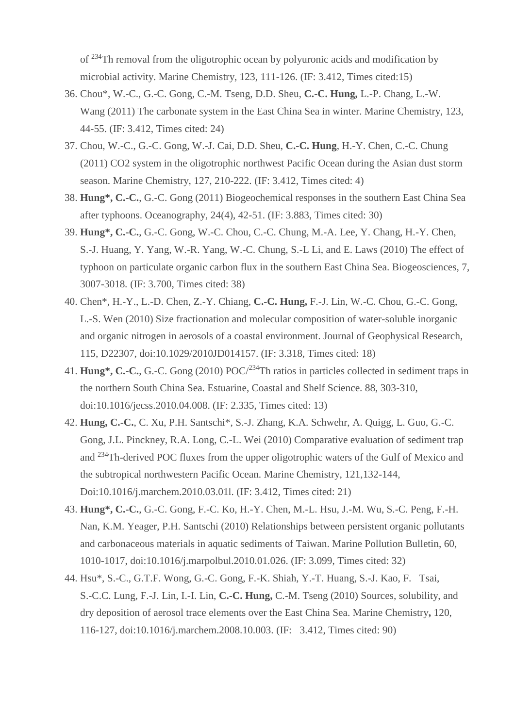of $^{234}$Th removal from the oligotrophic ocean by polyuronic acids and modification by microbial activity. Marine Chemistry, 123, 111-126. (IF: 3.412, Times cited:15)

36. Chou*, W.-C., G.-C. Gong, C.-M. Tseng, D.D. Sheu, **C.-C. Hung,** L.-P. Chang, L.-W. Wang (2011) The carbonate system in the East China Sea in winter. Marine Chemistry, 123, 44-55. (IF: 3.412, Times cited: 24)
37. Chou, W.-C., G.-C. Gong, W.-J. Cai, D.D. Sheu, **C.-C. Hung**, H.-Y. Chen, C.-C. Chung (2011) CO2 system in the oligotrophic northwest Pacific Ocean during the Asian dust storm season. Marine Chemistry, 127, 210-222. (IF: 3.412, Times cited: 4)
38. **Hung*, C.-C.**, G.-C. Gong (2011) Biogeochemical responses in the southern East China Sea after typhoons. Oceanography, 24(4), 42-51. (IF: 3.883, Times cited: 30)
39. **Hung*, C.-C.**, G.-C. Gong, W.-C. Chou, C.-C. Chung, M.-A. Lee, Y. Chang, H.-Y. Chen, S.-J. Huang, Y. Yang, W.-R. Yang, W.-C. Chung, S.-L Li, and E. Laws (2010) The effect of typhoon on particulate organic carbon flux in the southern East China Sea. Biogeosciences, 7, 3007-3018. (IF: 3.700, Times cited: 38)
40. Chen*, H.-Y., L.-D. Chen, Z.-Y. Chiang, **C.-C. Hung,** F.-J. Lin, W.-C. Chou, G.-C. Gong, L.-S. Wen (2010) Size fractionation and molecular composition of water-soluble inorganic and organic nitrogen in aerosols of a coastal environment. Journal of Geophysical Research, 115, D22307, doi:10.1029/2010JD014157. (IF: 3.318, Times cited: 18)
41. **Hung*, C.-C.**, G.-C. Gong (2010) POC/$^{234}$Th ratios in particles collected in sediment traps in the northern South China Sea. Estuarine, Coastal and Shelf Science. 88, 303-310, doi:10.1016/jecss.2010.04.008. (IF: 2.335, Times cited: 13)
42. **Hung, C.-C.**, C. Xu, P.H. Santschi*, S.-J. Zhang, K.A. Schwehr, A. Quigg, L. Guo, G.-C. Gong, J.L. Pinckney, R.A. Long, C.-L. Wei (2010) Comparative evaluation of sediment trap and $^{234}$Th-derived POC fluxes from the upper oligotrophic waters of the Gulf of Mexico and the subtropical northwestern Pacific Ocean. Marine Chemistry, 121,132-144, Doi:10.1016/j.marchem.2010.03.01l. (IF: 3.412, Times cited: 21)
43. **Hung*, C.-C.**, G.-C. Gong, F.-C. Ko, H.-Y. Chen, M.-L. Hsu, J.-M. Wu, S.-C. Peng, F.-H. Nan, K.M. Yeager, P.H. Santschi (2010) Relationships between persistent organic pollutants and carbonaceous materials in aquatic sediments of Taiwan. Marine Pollution Bulletin, 60, 1010-1017, doi:10.1016/j.marpolbul.2010.01.026. (IF: 3.099, Times cited: 32)
44. Hsu*, S.-C., G.T.F. Wong, G.-C. Gong, F.-K. Shiah, Y.-T. Huang, S.-J. Kao, F. Tsai, S.-C.C. Lung, F.-J. Lin, I.-I. Lin, **C.-C. Hung,** C.-M. Tseng (2010) Sources, solubility, and dry deposition of aerosol trace elements over the East China Sea. Marine Chemistry**,** 120, 116-127, doi:10.1016/j.marchem.2008.10.003. (IF: 3.412, Times cited: 90)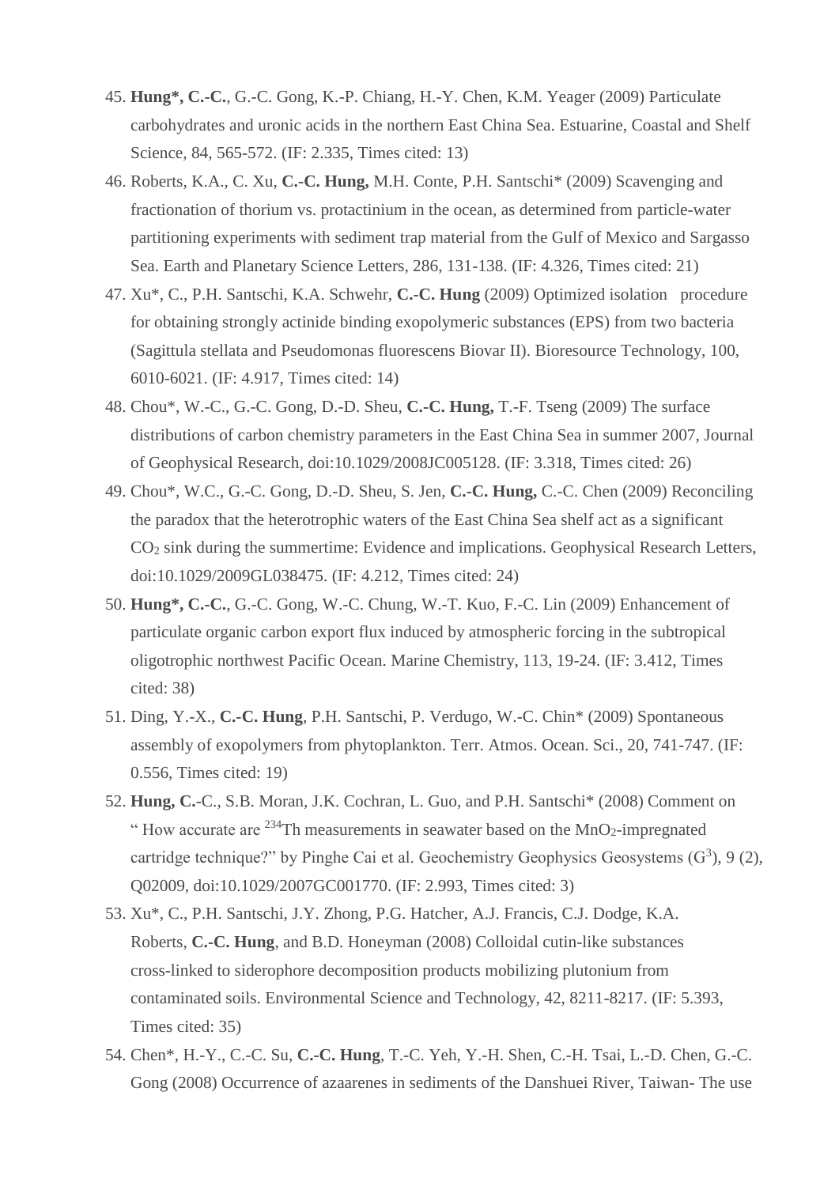45. **Hung*, C.-C.**, G.-C. Gong, K.-P. Chiang, H.-Y. Chen, K.M. Yeager (2009) Particulate carbohydrates and uronic acids in the northern East China Sea. Estuarine, Coastal and Shelf Science, 84, 565-572. (IF: 2.335, Times cited: 13)
46. Roberts, K.A., C. Xu, **C.-C. Hung,** M.H. Conte, P.H. Santschi* (2009) Scavenging and fractionation of thorium vs. protactinium in the ocean, as determined from particle-water partitioning experiments with sediment trap material from the Gulf of Mexico and Sargasso Sea. Earth and Planetary Science Letters, 286, 131-138. (IF: 4.326, Times cited: 21)
47. Xu*, C., P.H. Santschi, K.A. Schwehr, **C.-C. Hung** (2009) Optimized isolation procedure for obtaining strongly actinide binding exopolymeric substances (EPS) from two bacteria (Sagittula stellata and Pseudomonas fluorescens Biovar II). Bioresource Technology, 100, 6010-6021. (IF: 4.917, Times cited: 14)
48. Chou*, W.-C., G.-C. Gong, D.-D. Sheu, **C.-C. Hung,** T.-F. Tseng (2009) The surface distributions of carbon chemistry parameters in the East China Sea in summer 2007, Journal of Geophysical Research, doi:10.1029/2008JC005128. (IF: 3.318, Times cited: 26)
49. Chou*, W.C., G.-C. Gong, D.-D. Sheu, S. Jen, **C.-C. Hung,** C.-C. Chen (2009) Reconciling the paradox that the heterotrophic waters of the East China Sea shelf act as a significant $CO_2$ sink during the summertime: Evidence and implications. Geophysical Research Letters, doi:10.1029/2009GL038475. (IF: 4.212, Times cited: 24)
50. **Hung*, C.-C.**, G.-C. Gong, W.-C. Chung, W.-T. Kuo, F.-C. Lin (2009) Enhancement of particulate organic carbon export flux induced by atmospheric forcing in the subtropical oligotrophic northwest Pacific Ocean. Marine Chemistry, 113, 19-24. (IF: 3.412, Times cited: 38)
51. Ding, Y.-X., **C.-C. Hung**, P.H. Santschi, P. Verdugo, W.-C. Chin* (2009) Spontaneous assembly of exopolymers from phytoplankton. Terr. Atmos. Ocean. Sci., 20, 741-747. (IF: 0.556, Times cited: 19)
52. **Hung, C.**-C., S.B. Moran, J.K. Cochran, L. Guo, and P.H. Santschi* (2008) Comment on " How accurate are $^{234}$Th measurements in seawater based on the $MnO_2$-impregnated cartridge technique?" by Pinghe Cai et al. Geochemistry Geophysics Geosystems ($G^3$), 9 (2), Q02009, doi:10.1029/2007GC001770. (IF: 2.993, Times cited: 3)
53. Xu*, C., P.H. Santschi, J.Y. Zhong, P.G. Hatcher, A.J. Francis, C.J. Dodge, K.A. Roberts, **C.-C. Hung**, and B.D. Honeyman (2008) Colloidal cutin-like substances cross-linked to siderophore decomposition products mobilizing plutonium from contaminated soils. Environmental Science and Technology, 42, 8211-8217. (IF: 5.393, Times cited: 35)
54. Chen*, H.-Y., C.-C. Su, **C.-C. Hung**, T.-C. Yeh, Y.-H. Shen, C.-H. Tsai, L.-D. Chen, G.-C. Gong (2008) Occurrence of azaarenes in sediments of the Danshuei River, Taiwan- The use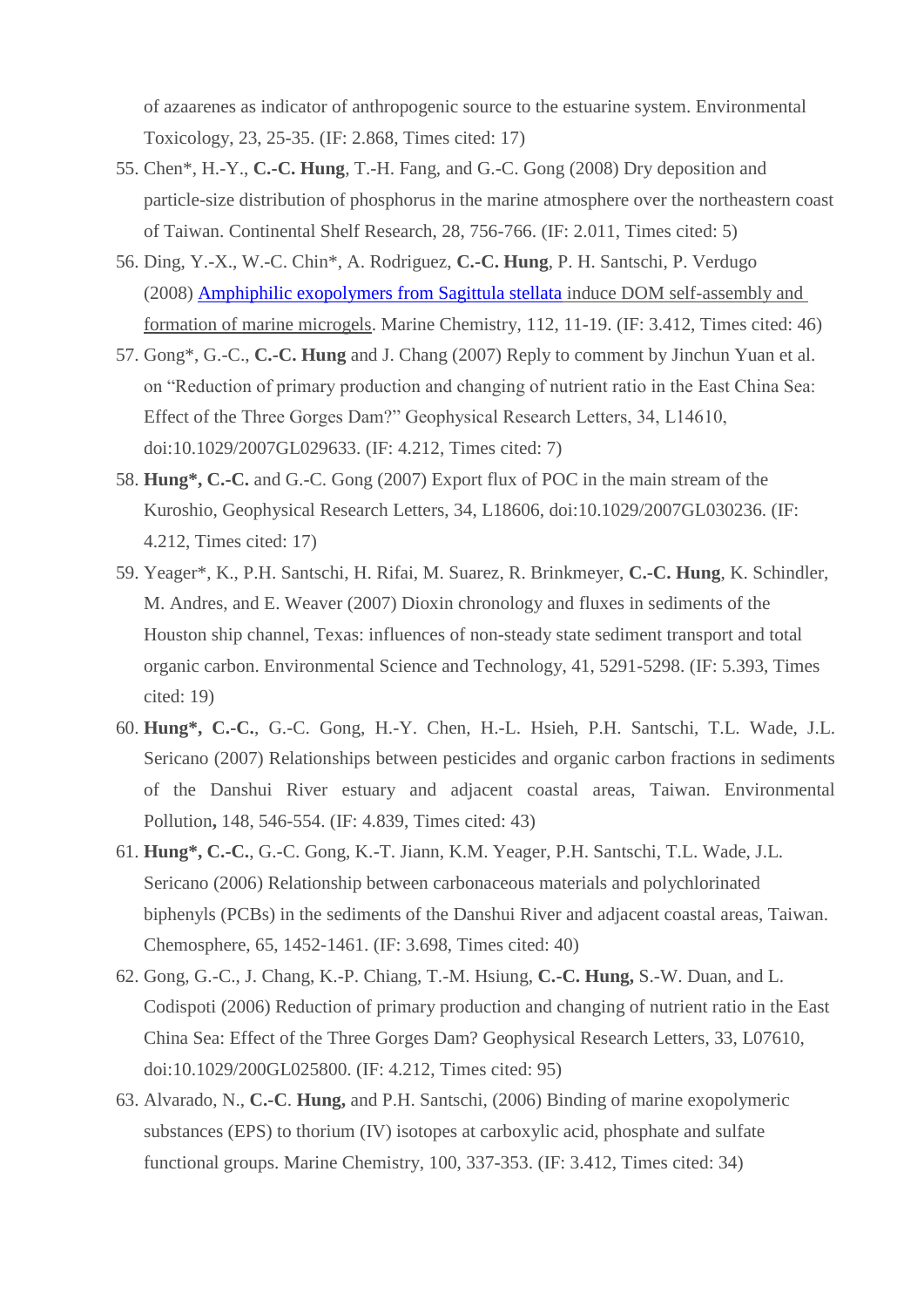of azaarenes as indicator of anthropogenic source to the estuarine system. Environmental Toxicology, 23, 25-35. (IF: 2.868, Times cited: 17)

55. Chen*, H.-Y., **C.-C. Hung**, T.-H. Fang, and G.-C. Gong (2008) Dry deposition and particle-size distribution of phosphorus in the marine atmosphere over the northeastern coast of Taiwan. Continental Shelf Research, 28, 756-766. (IF: 2.011, Times cited: 5)
56. Ding, Y.-X., W.-C. Chin*, A. Rodriguez, **C.-C. Hung**, P. H. Santschi, P. Verdugo (2008) Amphiphilic exopolymers from Sagittula stellata induce DOM self-assembly and formation of marine microgels. Marine Chemistry, 112, 11-19. (IF: 3.412, Times cited: 46)
57. Gong*, G.-C., **C.-C. Hung** and J. Chang (2007) Reply to comment by Jinchun Yuan et al. on "Reduction of primary production and changing of nutrient ratio in the East China Sea: Effect of the Three Gorges Dam?" Geophysical Research Letters, 34, L14610, doi:10.1029/2007GL029633. (IF: 4.212, Times cited: 7)
58. **Hung*, C.-C.** and G.-C. Gong (2007) Export flux of POC in the main stream of the Kuroshio, Geophysical Research Letters, 34, L18606, doi:10.1029/2007GL030236. (IF: 4.212, Times cited: 17)
59. Yeager*, K., P.H. Santschi, H. Rifai, M. Suarez, R. Brinkmeyer, **C.-C. Hung**, K. Schindler, M. Andres, and E. Weaver (2007) Dioxin chronology and fluxes in sediments of the Houston ship channel, Texas: influences of non-steady state sediment transport and total organic carbon. Environmental Science and Technology, 41, 5291-5298. (IF: 5.393, Times cited: 19)
60. **Hung*, C.-C.**, G.-C. Gong, H.-Y. Chen, H.-L. Hsieh, P.H. Santschi, T.L. Wade, J.L. Sericano (2007) Relationships between pesticides and organic carbon fractions in sediments of the Danshui River estuary and adjacent coastal areas, Taiwan. Environmental Pollution**,** 148, 546-554. (IF: 4.839, Times cited: 43)
61. **Hung*, C.-C.**, G.-C. Gong, K.-T. Jiann, K.M. Yeager, P.H. Santschi, T.L. Wade, J.L. Sericano (2006) Relationship between carbonaceous materials and polychlorinated biphenyls (PCBs) in the sediments of the Danshui River and adjacent coastal areas, Taiwan. Chemosphere, 65, 1452-1461. (IF: 3.698, Times cited: 40)
62. Gong, G.-C., J. Chang, K.-P. Chiang, T.-M. Hsiung, **C.-C. Hung,** S.-W. Duan, and L. Codispoti (2006) Reduction of primary production and changing of nutrient ratio in the East China Sea: Effect of the Three Gorges Dam? Geophysical Research Letters, 33, L07610, doi:10.1029/200GL025800. (IF: 4.212, Times cited: 95)
63. Alvarado, N., **C.-C**. **Hung,** and P.H. Santschi, (2006) Binding of marine exopolymeric substances (EPS) to thorium (IV) isotopes at carboxylic acid, phosphate and sulfate functional groups. Marine Chemistry, 100, 337-353. (IF: 3.412, Times cited: 34)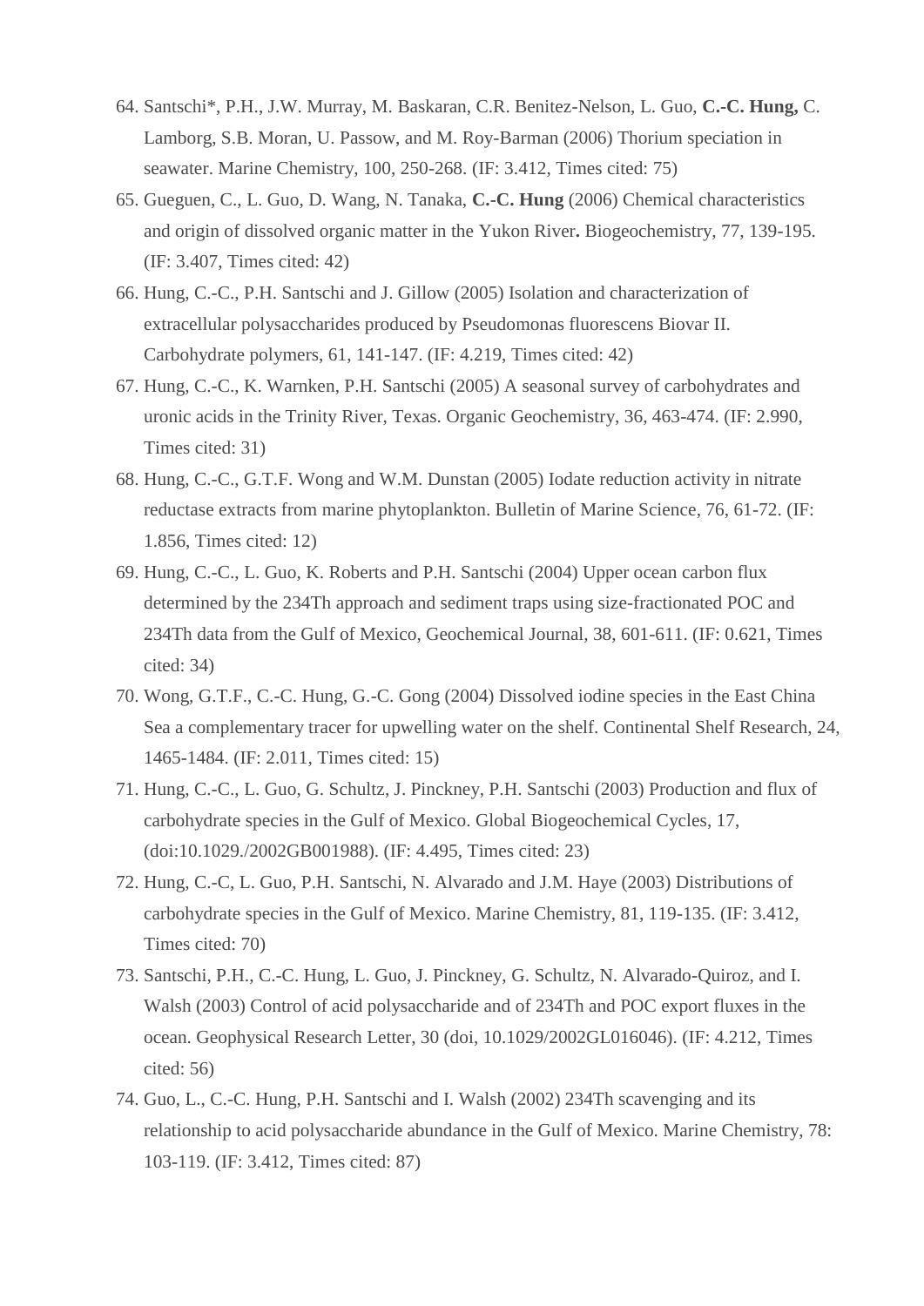64. Santschi*, P.H., J.W. Murray, M. Baskaran, C.R. Benitez-Nelson, L. Guo, **C.-C. Hung,** C. Lamborg, S.B. Moran, U. Passow, and M. Roy-Barman (2006) Thorium speciation in seawater. Marine Chemistry, 100, 250-268. (IF: 3.412, Times cited: 75)
65. Gueguen, C., L. Guo, D. Wang, N. Tanaka, **C.-C. Hung** (2006) Chemical characteristics and origin of dissolved organic matter in the Yukon River**.** Biogeochemistry, 77, 139-195. (IF: 3.407, Times cited: 42)
66. Hung, C.-C., P.H. Santschi and J. Gillow (2005) Isolation and characterization of extracellular polysaccharides produced by Pseudomonas fluorescens Biovar II. Carbohydrate polymers, 61, 141-147. (IF: 4.219, Times cited: 42)
67. Hung, C.-C., K. Warnken, P.H. Santschi (2005) A seasonal survey of carbohydrates and uronic acids in the Trinity River, Texas. Organic Geochemistry, 36, 463-474. (IF: 2.990, Times cited: 31)
68. Hung, C.-C., G.T.F. Wong and W.M. Dunstan (2005) Iodate reduction activity in nitrate reductase extracts from marine phytoplankton. Bulletin of Marine Science, 76, 61-72. (IF: 1.856, Times cited: 12)
69. Hung, C.-C., L. Guo, K. Roberts and P.H. Santschi (2004) Upper ocean carbon flux determined by the 234Th approach and sediment traps using size-fractionated POC and 234Th data from the Gulf of Mexico, Geochemical Journal, 38, 601-611. (IF: 0.621, Times cited: 34)
70. Wong, G.T.F., C.-C. Hung, G.-C. Gong (2004) Dissolved iodine species in the East China Sea a complementary tracer for upwelling water on the shelf. Continental Shelf Research, 24, 1465-1484. (IF: 2.011, Times cited: 15)
71. Hung, C.-C., L. Guo, G. Schultz, J. Pinckney, P.H. Santschi (2003) Production and flux of carbohydrate species in the Gulf of Mexico. Global Biogeochemical Cycles, 17, (doi:10.1029./2002GB001988). (IF: 4.495, Times cited: 23)
72. Hung, C.-C, L. Guo, P.H. Santschi, N. Alvarado and J.M. Haye (2003) Distributions of carbohydrate species in the Gulf of Mexico. Marine Chemistry, 81, 119-135. (IF: 3.412, Times cited: 70)
73. Santschi, P.H., C.-C. Hung, L. Guo, J. Pinckney, G. Schultz, N. Alvarado-Quiroz, and I. Walsh (2003) Control of acid polysaccharide and of 234Th and POC export fluxes in the ocean. Geophysical Research Letter, 30 (doi, 10.1029/2002GL016046). (IF: 4.212, Times cited: 56)
74. Guo, L., C.-C. Hung, P.H. Santschi and I. Walsh (2002) 234Th scavenging and its relationship to acid polysaccharide abundance in the Gulf of Mexico. Marine Chemistry, 78: 103-119. (IF: 3.412, Times cited: 87)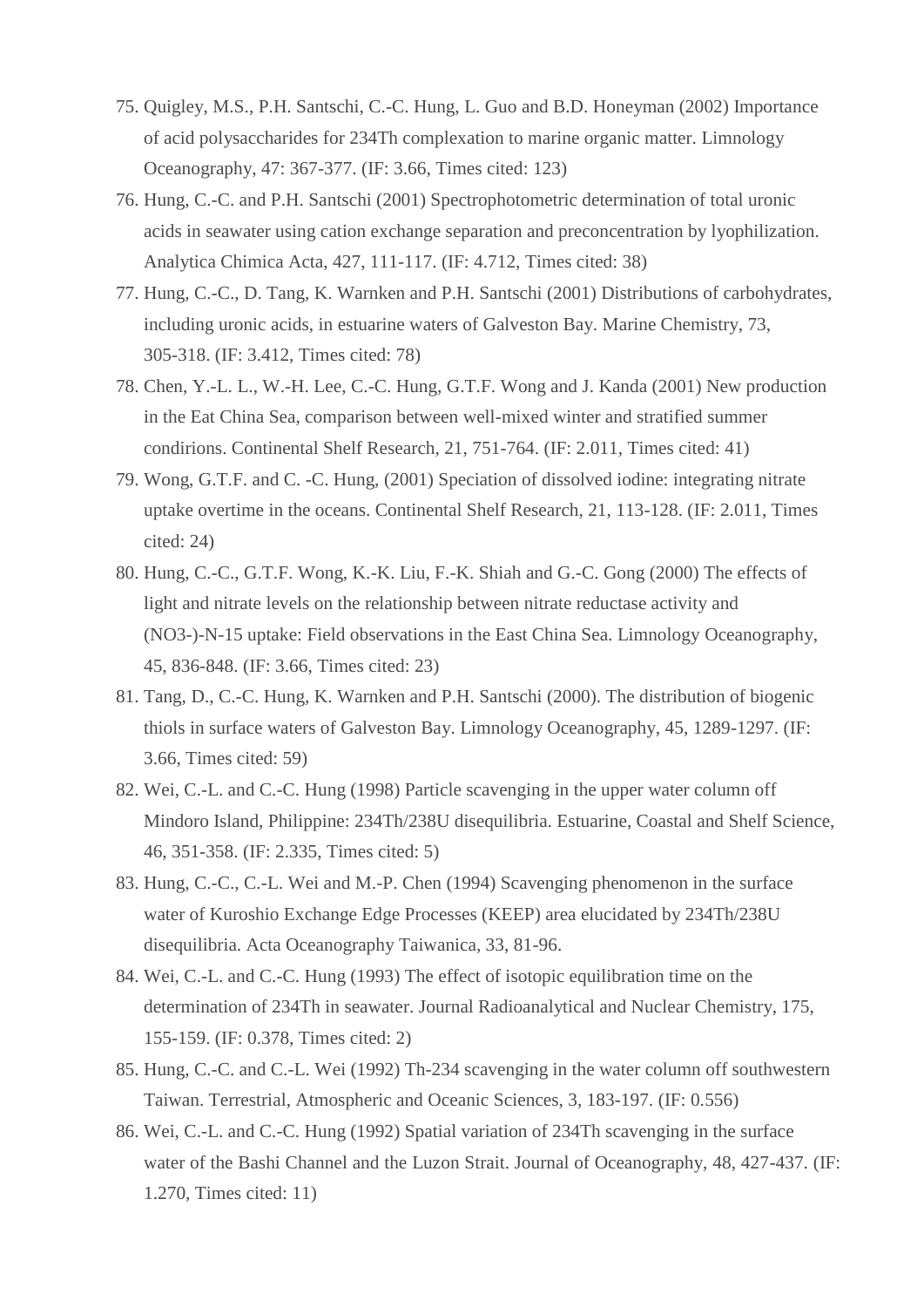75. Quigley, M.S., P.H. Santschi, C.-C. Hung, L. Guo and B.D. Honeyman (2002) Importance of acid polysaccharides for 234Th complexation to marine organic matter. Limnology Oceanography, 47: 367-377. (IF: 3.66, Times cited: 123)
76. Hung, C.-C. and P.H. Santschi (2001) Spectrophotometric determination of total uronic acids in seawater using cation exchange separation and preconcentration by lyophilization. Analytica Chimica Acta, 427, 111-117. (IF: 4.712, Times cited: 38)
77. Hung, C.-C., D. Tang, K. Warnken and P.H. Santschi (2001) Distributions of carbohydrates, including uronic acids, in estuarine waters of Galveston Bay. Marine Chemistry, 73, 305-318. (IF: 3.412, Times cited: 78)
78. Chen, Y.-L. L., W.-H. Lee, C.-C. Hung, G.T.F. Wong and J. Kanda (2001) New production in the Eat China Sea, comparison between well-mixed winter and stratified summer condirions. Continental Shelf Research, 21, 751-764. (IF: 2.011, Times cited: 41)
79. Wong, G.T.F. and C. -C. Hung, (2001) Speciation of dissolved iodine: integrating nitrate uptake overtime in the oceans. Continental Shelf Research, 21, 113-128. (IF: 2.011, Times cited: 24)
80. Hung, C.-C., G.T.F. Wong, K.-K. Liu, F.-K. Shiah and G.-C. Gong (2000) The effects of light and nitrate levels on the relationship between nitrate reductase activity and (NO3-)-N-15 uptake: Field observations in the East China Sea. Limnology Oceanography, 45, 836-848. (IF: 3.66, Times cited: 23)
81. Tang, D., C.-C. Hung, K. Warnken and P.H. Santschi (2000). The distribution of biogenic thiols in surface waters of Galveston Bay. Limnology Oceanography, 45, 1289-1297. (IF: 3.66, Times cited: 59)
82. Wei, C.-L. and C.-C. Hung (1998) Particle scavenging in the upper water column off Mindoro Island, Philippine: 234Th/238U disequilibria. Estuarine, Coastal and Shelf Science, 46, 351-358. (IF: 2.335, Times cited: 5)
83. Hung, C.-C., C.-L. Wei and M.-P. Chen (1994) Scavenging phenomenon in the surface water of Kuroshio Exchange Edge Processes (KEEP) area elucidated by 234Th/238U disequilibria. Acta Oceanography Taiwanica, 33, 81-96.
84. Wei, C.-L. and C.-C. Hung (1993) The effect of isotopic equilibration time on the determination of 234Th in seawater. Journal Radioanalytical and Nuclear Chemistry, 175, 155-159. (IF: 0.378, Times cited: 2)
85. Hung, C.-C. and C.-L. Wei (1992) Th-234 scavenging in the water column off southwestern Taiwan. Terrestrial, Atmospheric and Oceanic Sciences, 3, 183-197. (IF: 0.556)
86. Wei, C.-L. and C.-C. Hung (1992) Spatial variation of 234Th scavenging in the surface water of the Bashi Channel and the Luzon Strait. Journal of Oceanography, 48, 427-437. (IF: 1.270, Times cited: 11)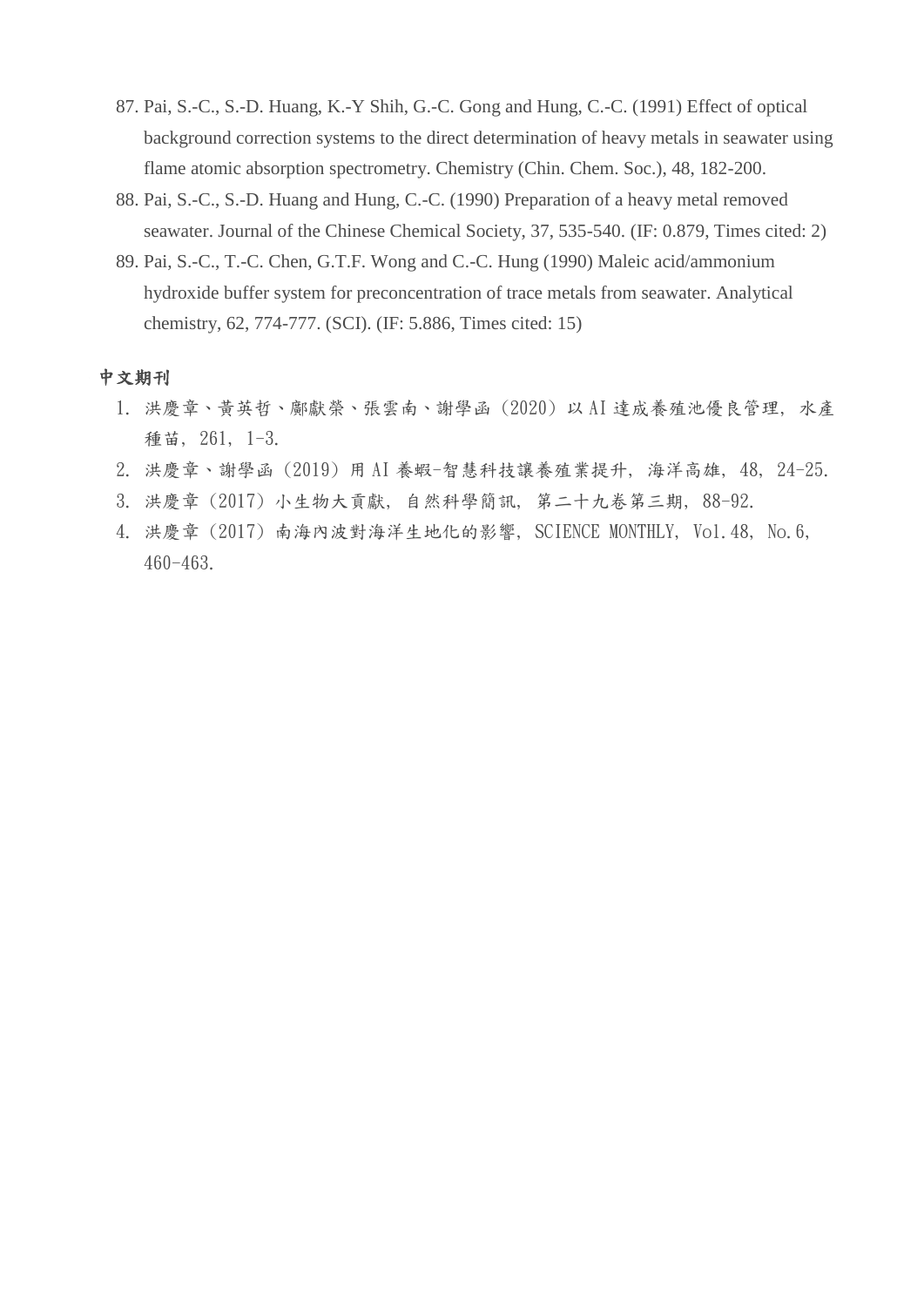87. Pai, S.-C., S.-D. Huang, K.-Y Shih, G.-C. Gong and Hung, C.-C. (1991) Effect of optical background correction systems to the direct determination of heavy metals in seawater using flame atomic absorption spectrometry. Chemistry (Chin. Chem. Soc.), 48, 182-200.
88. Pai, S.-C., S.-D. Huang and Hung, C.-C. (1990) Preparation of a heavy metal removed seawater. Journal of the Chinese Chemical Society, 37, 535-540. (IF: 0.879, Times cited: 2)
89. Pai, S.-C., T.-C. Chen, G.T.F. Wong and C.-C. Hung (1990) Maleic acid/ammonium hydroxide buffer system for preconcentration of trace metals from seawater. Analytical chemistry, 62, 774-777. (SCI). (IF: 5.886, Times cited: 15)

**中文期刊**

1. 洪慶章、黃英哲、鄺獻榮、張雲南、謝學函（2020）以 AI 達成養殖池優良管理, 水產種苗, 261, 1-3.
2. 洪慶章、謝學函（2019）用 AI 養蝦-智慧科技讓養殖業提升, 海洋高雄, 48, 24-25.
3. 洪慶章（2017）小生物大貢獻, 自然科學簡訊, 第二十九卷第三期, 88-92.
4. 洪慶章（2017）南海內波對海洋生地化的影響, SCIENCE MONTHLY, Vol.48, No.6, 460-463.